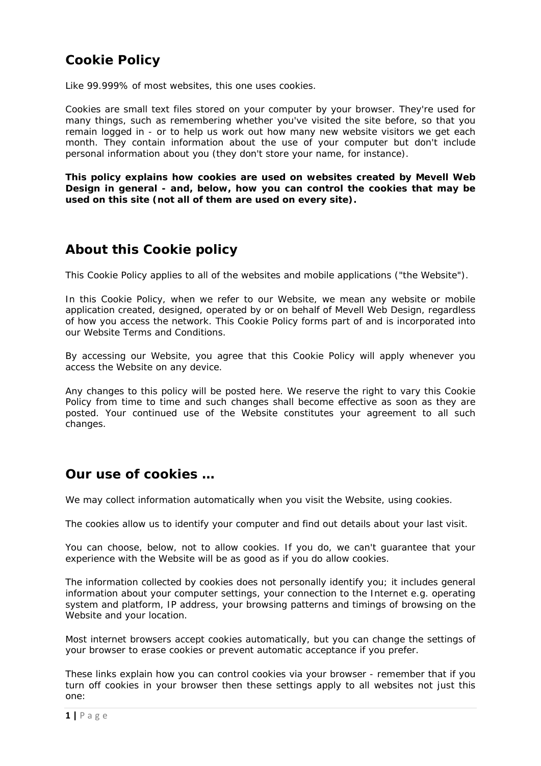## Cookie Policy

Like 99.999% of most websites, this one uses cookies.

Cookies are small text files stored on your computer by your browser. They're used for many things, such as remembering whether you've visited the site before, so that you remain logged in - or to help us work out how many new website visitors we get each month. They contain information about the use of your computer but don't include personal information about you (they don't store your name, for instance).

**This policy explains how cookies are used on websites created by Mevell Web Design in general - and, below, how you can control the cookies that may be used on this site (not all of them are used on every site).**

## About this Cookie policy

This Cookie Policy applies to all of the websites and mobile applications ("the Website").

In this Cookie Policy, when we refer to our Website, we mean any website or mobile application created, designed, operated by or on behalf of Mevell Web Design, regardless of how you access the network. This Cookie Policy forms part of and is incorporated into our Website Terms and Conditions.

By accessing our Website, you agree that this Cookie Policy will apply whenever you access the Website on any device.

Any changes to this policy will be posted here. We reserve the right to vary this Cookie Policy from time to time and such changes shall become effective as soon as they are posted. Your continued use of the Website constitutes your agreement to all such changes.

## Our use of cookies …

We may collect information automatically when you visit the Website, using cookies.

The cookies allow us to identify your computer and find out details about your last visit.

You can choose, below, not to allow cookies. If you do, we can't guarantee that your experience with the Website will be as good as if you do allow cookies.

The information collected by cookies does not personally identify you; it includes general information about your computer settings, your connection to the Internet e.g. operating system and platform, IP address, your browsing patterns and timings of browsing on the Website and your location.

Most internet browsers accept cookies automatically, but you can change the settings of your browser to erase cookies or prevent automatic acceptance if you prefer.

These links explain how you can control cookies via your browser - remember that if you turn off cookies in your browser then these settings apply to all websites not just this one: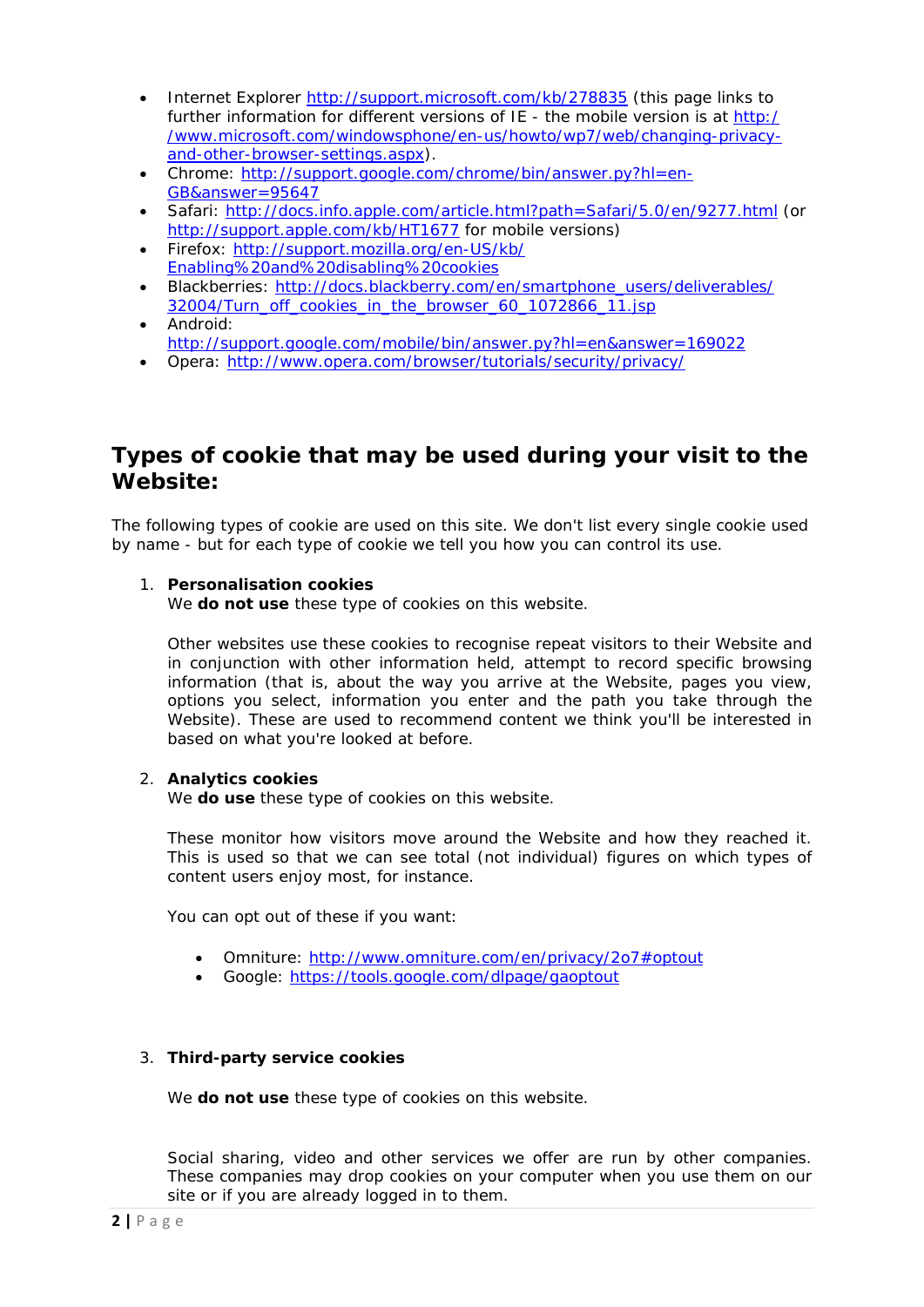- Internet Explorer http://support.microsoft.com/kb/278835 (this page links to further information for different versions of IE - the mobile version is at http://www.microsoft.com/windowsphone/en-us/howto/wp7/web/changing-privacy-and-other-browser-settings.aspx).
- Chrome: http://support.google.com/chrome/bin/answer.py?hl=en-GB&answer=95647
- Safari: http://docs.info.apple.com/article.html?path=Safari/5.0/en/9277.html (or http://support.apple.com/kb/HT1677 for mobile versions)
- Firefox: http://support.mozilla.org/en-US/kb/Enabling%20and%20disabling%20cookies
- Blackberries: http://docs.blackberry.com/en/smartphone_users/deliverables/32004/Turn_off_cookies_in_the_browser_60_1072866_11.jsp
- Android: http://support.google.com/mobile/bin/answer.py?hl=en&answer=169022
- Opera: http://www.opera.com/browser/tutorials/security/privacy/

## Types of cookie that may be used during your visit to the Website:

The following types of cookie are used on this site. We don't list every single cookie used by name - but for each type of cookie we tell you how you can control its use.

1. **Personalisation cookies**
   We **do not use** these type of cookies on this website.

   Other websites use these cookies to recognise repeat visitors to their Website and in conjunction with other information held, attempt to record specific browsing information (that is, about the way you arrive at the Website, pages you view, options you select, information you enter and the path you take through the Website). These are used to recommend content we think you'll be interested in based on what you're looked at before.

2. **Analytics cookies**
   We **do use** these type of cookies on this website.

   These monitor how visitors move around the Website and how they reached it. This is used so that we can see total (not individual) figures on which types of content users enjoy most, for instance.

   You can opt out of these if you want:

   - Omniture: http://www.omniture.com/en/privacy/2o7#optout
   - Google: https://tools.google.com/dlpage/gaoptout

3. **Third-party service cookies**

   We **do not use** these type of cookies on this website.

   Social sharing, video and other services we offer are run by other companies. These companies may drop cookies on your computer when you use them on our site or if you are already logged in to them.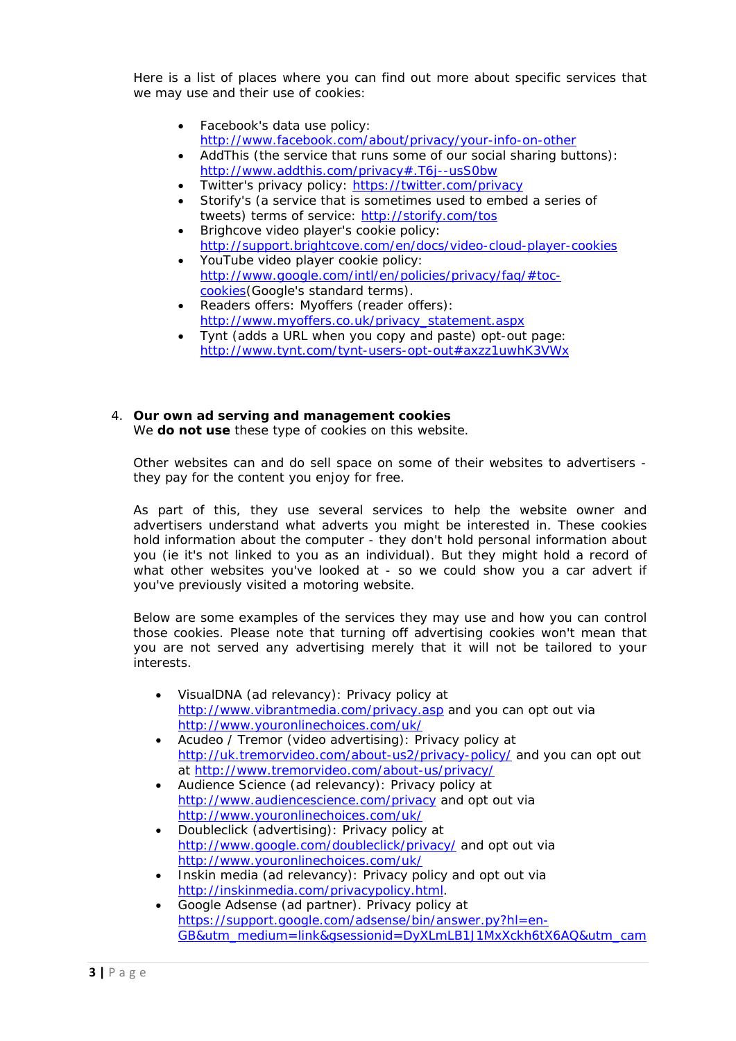Here is a list of places where you can find out more about specific services that we may use and their use of cookies:

- Facebook's data use policy: http://www.facebook.com/about/privacy/your-info-on-other
- AddThis (the service that runs some of our social sharing buttons): http://www.addthis.com/privacy#.T6j--usS0bw
- Twitter's privacy policy: https://twitter.com/privacy
- Storify's (a service that is sometimes used to embed a series of tweets) terms of service: http://storify.com/tos
- Brighcove video player's cookie policy: http://support.brightcove.com/en/docs/video-cloud-player-cookies
- YouTube video player cookie policy: http://www.google.com/intl/en/policies/privacy/faq/#toc-cookies(Google's standard terms).
- Readers offers: Myoffers (reader offers): http://www.myoffers.co.uk/privacy_statement.aspx
- Tynt (adds a URL when you copy and paste) opt-out page: http://www.tynt.com/tynt-users-opt-out#axzz1uwhK3VWx

4. **Our own ad serving and management cookies**
   We **do not use** these type of cookies on this website.

   Other websites can and do sell space on some of their websites to advertisers - they pay for the content you enjoy for free.

   As part of this, they use several services to help the website owner and advertisers understand what adverts you might be interested in. These cookies hold information about the computer - they don't hold personal information about you (ie it's not linked to you as an individual). But they might hold a record of what other websites you've looked at - so we could show you a car advert if you've previously visited a motoring website.

   Below are some examples of the services they may use and how you can control those cookies. Please note that turning off advertising cookies won't mean that you are not served any advertising merely that it will not be tailored to your interests.

   - VisualDNA (ad relevancy): Privacy policy at http://www.vibrantmedia.com/privacy.asp and you can opt out via http://www.youronlinechoices.com/uk/
   - Acudeo / Tremor (video advertising): Privacy policy at http://uk.tremorvideo.com/about-us2/privacy-policy/ and you can opt out at http://www.tremorvideo.com/about-us/privacy/
   - Audience Science (ad relevancy): Privacy policy at http://www.audiencescience.com/privacy and opt out via http://www.youronlinechoices.com/uk/
   - Doubleclick (advertising): Privacy policy at http://www.google.com/doubleclick/privacy/ and opt out via http://www.youronlinechoices.com/uk/
   - Inskin media (ad relevancy): Privacy policy and opt out via http://inskinmedia.com/privacypolicy.html.
   - Google Adsense (ad partner). Privacy policy at https://support.google.com/adsense/bin/answer.py?hl=en-GB&utm_medium=link&gsessionid=DyXLmLB1J1MxXckh6tX6AQ&utm_cam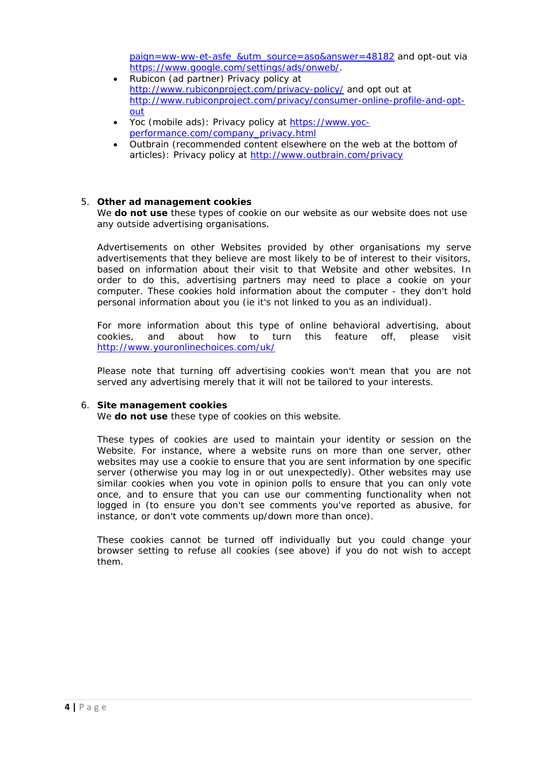[paign=ww-ww-et-asfe_&utm_source=aso&answer=48182](paign=ww-ww-et-asfe_&utm_source=aso&answer=48182) and opt-out via [https://www.google.com/settings/ads/onweb/](https://www.google.com/settings/ads/onweb/).

- Rubicon (ad partner) Privacy policy at [http://www.rubiconproject.com/privacy-policy/](http://www.rubiconproject.com/privacy-policy/) and opt out at [http://www.rubiconproject.com/privacy/consumer-online-profile-and-opt-out](http://www.rubiconproject.com/privacy/consumer-online-profile-and-opt-out)
- Yoc (mobile ads): Privacy policy at [https://www.yoc-performance.com/company_privacy.html](https://www.yoc-performance.com/company_privacy.html)
- Outbrain (recommended content elsewhere on the web at the bottom of articles): Privacy policy at [http://www.outbrain.com/privacy](http://www.outbrain.com/privacy)

5. **Other ad management cookies**

   We **do not use** these types of cookie on our website as our website does not use any outside advertising organisations.

   Advertisements on other Websites provided by other organisations my serve advertisements that they believe are most likely to be of interest to their visitors, based on information about their visit to that Website and other websites. In order to do this, advertising partners may need to place a cookie on your computer. These cookies hold information about the computer - they don't hold personal information about you (ie it's not linked to you as an individual).

   For more information about this type of online behavioral advertising, about cookies, and about how to turn this feature off, please visit [http://www.youronlinechoices.com/uk/](http://www.youronlinechoices.com/uk/)

   Please note that turning off advertising cookies won't mean that you are not served any advertising merely that it will not be tailored to your interests.

6. **Site management cookies**

   We **do not use** these type of cookies on this website.

   These types of cookies are used to maintain your identity or session on the Website. For instance, where a website runs on more than one server, other websites may use a cookie to ensure that you are sent information by one specific server (otherwise you may log in or out unexpectedly). Other websites may use similar cookies when you vote in opinion polls to ensure that you can only vote once, and to ensure that you can use our commenting functionality when not logged in (to ensure you don't see comments you've reported as abusive, for instance, or don't vote comments up/down more than once).

   These cookies cannot be turned off individually but you could change your browser setting to refuse all cookies (see above) if you do not wish to accept them.